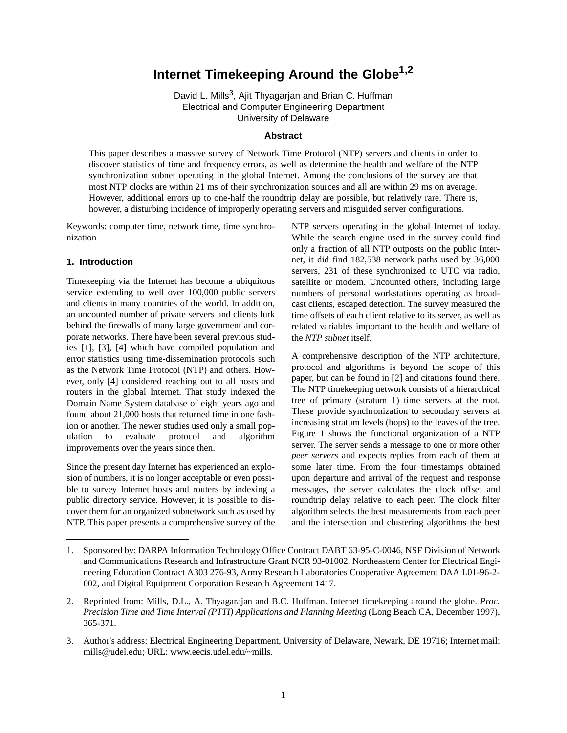# Internet Timekeeping Around the Globe[1,2]

David L. Mills[3], Ajit Thyagarjan and Brian C. Huffman
Electrical and Computer Engineering Department
University of Delaware

### Abstract

This paper describes a massive survey of Network Time Protocol (NTP) servers and clients in order to discover statistics of time and frequency errors, as well as determine the health and welfare of the NTP synchronization subnet operating in the global Internet. Among the conclusions of the survey are that most NTP clocks are within 21 ms of their synchronization sources and all are within 29 ms on average. However, additional errors up to one-half the roundtrip delay are possible, but relatively rare. There is, however, a disturbing incidence of improperly operating servers and misguided server configurations.

Keywords: computer time, network time, time synchronization

## 1. Introduction

Timekeeping via the Internet has become a ubiquitous service extending to well over 100,000 public servers and clients in many countries of the world. In addition, an uncounted number of private servers and clients lurk behind the firewalls of many large government and corporate networks. There have been several previous studies [1], [3], [4] which have compiled population and error statistics using time-dissemination protocols such as the Network Time Protocol (NTP) and others. However, only [4] considered reaching out to all hosts and routers in the global Internet. That study indexed the Domain Name System database of eight years ago and found about 21,000 hosts that returned time in one fashion or another. The newer studies used only a small population to evaluate protocol and algorithm improvements over the years since then.

Since the present day Internet has experienced an explosion of numbers, it is no longer acceptable or even possible to survey Internet hosts and routers by indexing a public directory service. However, it is possible to discover them for an organized subnetwork such as used by NTP. This paper presents a comprehensive survey of the NTP servers operating in the global Internet of today. While the search engine used in the survey could find only a fraction of all NTP outposts on the public Internet, it did find 182,538 network paths used by 36,000 servers, 231 of these synchronized to UTC via radio, satellite or modem. Uncounted others, including large numbers of personal workstations operating as broadcast clients, escaped detection. The survey measured the time offsets of each client relative to its server, as well as related variables important to the health and welfare of the *NTP subnet* itself.

A comprehensive description of the NTP architecture, protocol and algorithms is beyond the scope of this paper, but can be found in [2] and citations found there. The NTP timekeeping network consists of a hierarchical tree of primary (stratum 1) time servers at the root. These provide synchronization to secondary servers at increasing stratum levels (hops) to the leaves of the tree. Figure 1 shows the functional organization of a NTP server. The server sends a message to one or more other *peer servers* and expects replies from each of them at some later time. From the four timestamps obtained upon departure and arrival of the request and response messages, the server calculates the clock offset and roundtrip delay relative to each peer. The clock filter algorithm selects the best measurements from each peer and the intersection and clustering algorithms the best

---

1. Sponsored by: DARPA Information Technology Office Contract DABT 63-95-C-0046, NSF Division of Network and Communications Research and Infrastructure Grant NCR 93-01002, Northeastern Center for Electrical Engineering Education Contract A303 276-93, Army Research Laboratories Cooperative Agreement DAA L01-96-2-002, and Digital Equipment Corporation Research Agreement 1417.

2. Reprinted from: Mills, D.L., A. Thyagarajan and B.C. Huffman. Internet timekeeping around the globe. *Proc. Precision Time and Time Interval (PTTI) Applications and Planning Meeting* (Long Beach CA, December 1997), 365-371.

3. Author's address: Electrical Engineering Department, University of Delaware, Newark, DE 19716; Internet mail: mills@udel.edu; URL: www.eecis.udel.edu/~mills.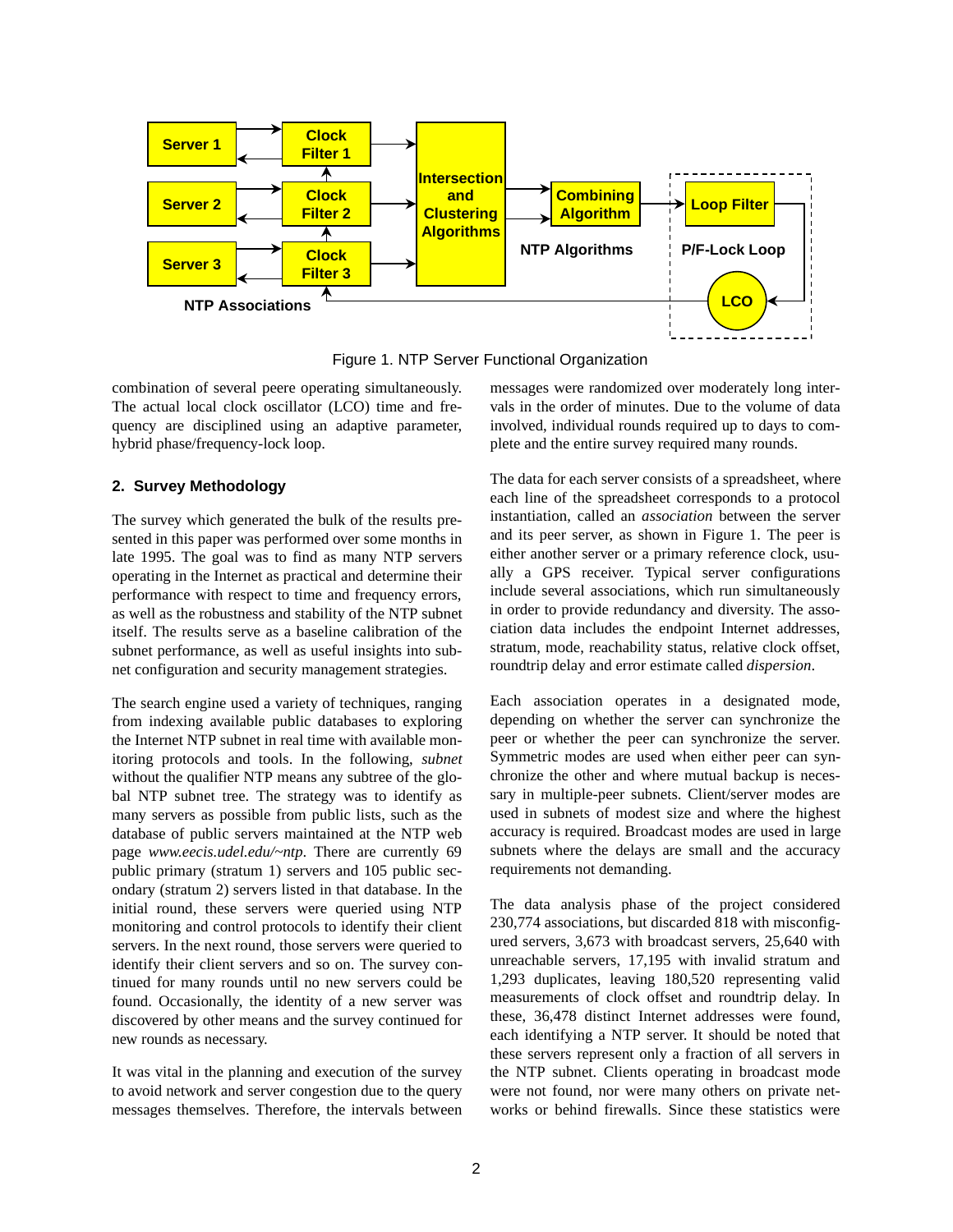Figure 1. NTP Server Functional Organization

combination of several peere operating simultaneously. The actual local clock oscillator (LCO) time and frequency are disciplined using an adaptive parameter, hybrid phase/frequency-lock loop.

## 2. Survey Methodology

The survey which generated the bulk of the results presented in this paper was performed over some months in late 1995. The goal was to find as many NTP servers operating in the Internet as practical and determine their performance with respect to time and frequency errors, as well as the robustness and stability of the NTP subnet itself. The results serve as a baseline calibration of the subnet performance, as well as useful insights into subnet configuration and security management strategies.

The search engine used a variety of techniques, ranging from indexing available public databases to exploring the Internet NTP subnet in real time with available monitoring protocols and tools. In the following, *subnet* without the qualifier NTP means any subtree of the global NTP subnet tree. The strategy was to identify as many servers as possible from public lists, such as the database of public servers maintained at the NTP web page *www.eecis.udel.edu/~ntp*. There are currently 69 public primary (stratum 1) servers and 105 public secondary (stratum 2) servers listed in that database. In the initial round, these servers were queried using NTP monitoring and control protocols to identify their client servers. In the next round, those servers were queried to identify their client servers and so on. The survey continued for many rounds until no new servers could be found. Occasionally, the identity of a new server was discovered by other means and the survey continued for new rounds as necessary.

It was vital in the planning and execution of the survey to avoid network and server congestion due to the query messages themselves. Therefore, the intervals between messages were randomized over moderately long intervals in the order of minutes. Due to the volume of data involved, individual rounds required up to days to complete and the entire survey required many rounds.

The data for each server consists of a spreadsheet, where each line of the spreadsheet corresponds to a protocol instantiation, called an *association* between the server and its peer server, as shown in Figure 1. The peer is either another server or a primary reference clock, usually a GPS receiver. Typical server configurations include several associations, which run simultaneously in order to provide redundancy and diversity. The association data includes the endpoint Internet addresses, stratum, mode, reachability status, relative clock offset, roundtrip delay and error estimate called *dispersion*.

Each association operates in a designated mode, depending on whether the server can synchronize the peer or whether the peer can synchronize the server. Symmetric modes are used when either peer can synchronize the other and where mutual backup is necessary in multiple-peer subnets. Client/server modes are used in subnets of modest size and where the highest accuracy is required. Broadcast modes are used in large subnets where the delays are small and the accuracy requirements not demanding.

The data analysis phase of the project considered 230,774 associations, but discarded 818 with misconfigured servers, 3,673 with broadcast servers, 25,640 with unreachable servers, 17,195 with invalid stratum and 1,293 duplicates, leaving 180,520 representing valid measurements of clock offset and roundtrip delay. In these, 36,478 distinct Internet addresses were found, each identifying a NTP server. It should be noted that these servers represent only a fraction of all servers in the NTP subnet. Clients operating in broadcast mode were not found, nor were many others on private networks or behind firewalls. Since these statistics were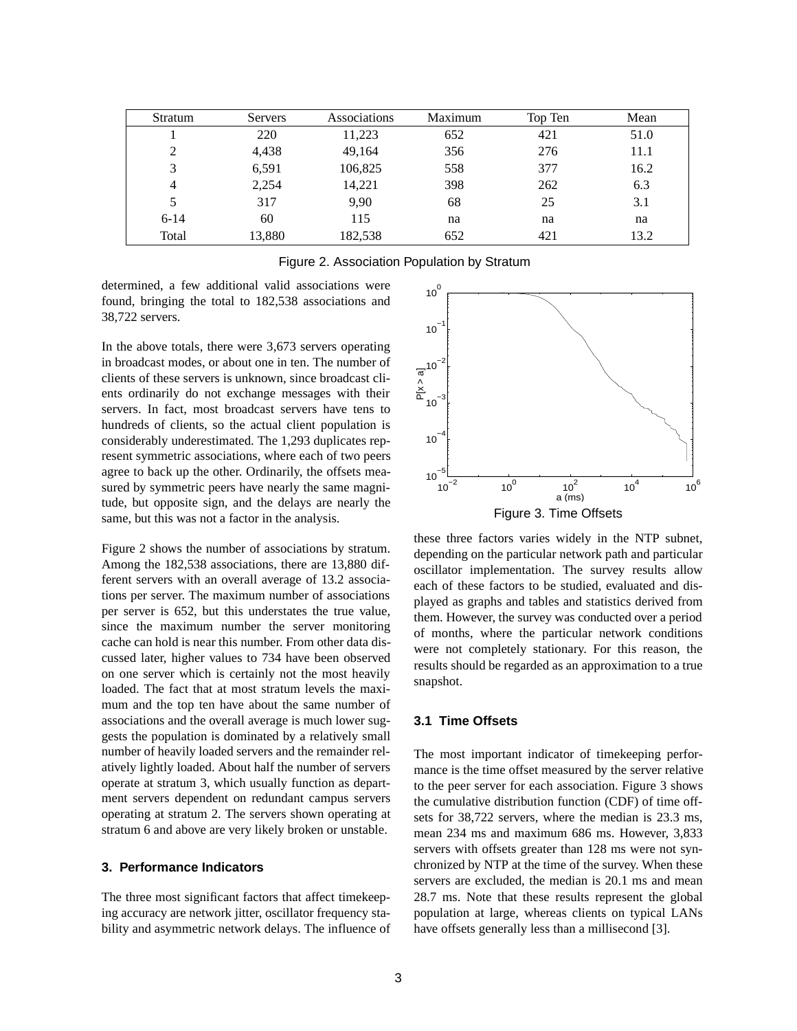| Stratum | Servers | Associations | Maximum | Top Ten | Mean |
|---|---|---|---|---|---|
| 1 | 220 | 11,223 | 652 | 421 | 51.0 |
| 2 | 4,438 | 49,164 | 356 | 276 | 11.1 |
| 3 | 6,591 | 106,825 | 558 | 377 | 16.2 |
| 4 | 2,254 | 14,221 | 398 | 262 | 6.3 |
| 5 | 317 | 9,90 | 68 | 25 | 3.1 |
| 6-14 | 60 | 115 | na | na | na |
| Total | 13,880 | 182,538 | 652 | 421 | 13.2 |

Figure 2. Association Population by Stratum

determined, a few additional valid associations were found, bringing the total to 182,538 associations and 38,722 servers.

In the above totals, there were 3,673 servers operating in broadcast modes, or about one in ten. The number of clients of these servers is unknown, since broadcast clients ordinarily do not exchange messages with their servers. In fact, most broadcast servers have tens to hundreds of clients, so the actual client population is considerably underestimated. The 1,293 duplicates represent symmetric associations, where each of two peers agree to back up the other. Ordinarily, the offsets measured by symmetric peers have nearly the same magnitude, but opposite sign, and the delays are nearly the same, but this was not a factor in the analysis.

Figure 2 shows the number of associations by stratum. Among the 182,538 associations, there are 13,880 different servers with an overall average of 13.2 associations per server. The maximum number of associations per server is 652, but this understates the true value, since the maximum number the server monitoring cache can hold is near this number. From other data discussed later, higher values to 734 have been observed on one server which is certainly not the most heavily loaded. The fact that at most stratum levels the maximum and the top ten have about the same number of associations and the overall average is much lower suggests the population is dominated by a relatively small number of heavily loaded servers and the remainder relatively lightly loaded. About half the number of servers operate at stratum 3, which usually function as department servers dependent on redundant campus servers operating at stratum 2. The servers shown operating at stratum 6 and above are very likely broken or unstable.

## 3. Performance Indicators

The three most significant factors that affect timekeeping accuracy are network jitter, oscillator frequency stability and asymmetric network delays. The influence of these three factors varies widely in the NTP subnet, depending on the particular network path and particular oscillator implementation. The survey results allow each of these factors to be studied, evaluated and displayed as graphs and tables and statistics derived from them. However, the survey was conducted over a period of months, where the particular network conditions were not completely stationary. For this reason, the results should be regarded as an approximation to a true snapshot.

Figure 3. Time Offsets

### 3.1 Time Offsets

The most important indicator of timekeeping performance is the time offset measured by the server relative to the peer server for each association. Figure 3 shows the cumulative distribution function (CDF) of time offsets for 38,722 servers, where the median is 23.3 ms, mean 234 ms and maximum 686 ms. However, 3,833 servers with offsets greater than 128 ms were not synchronized by NTP at the time of the survey. When these servers are excluded, the median is 20.1 ms and mean 28.7 ms. Note that these results represent the global population at large, whereas clients on typical LANs have offsets generally less than a millisecond [3].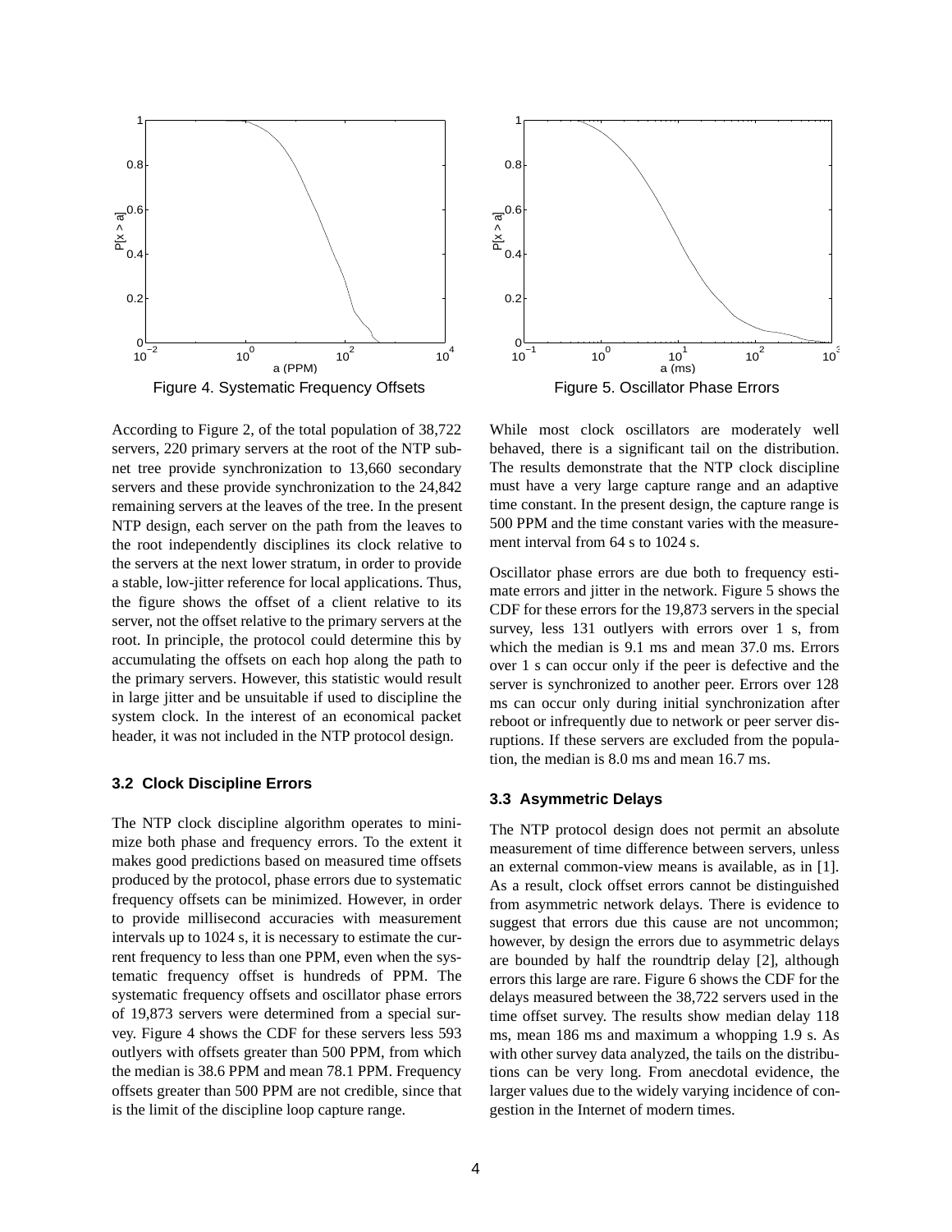Figure 4. Systematic Frequency Offsets

Figure 5. Oscillator Phase Errors

According to Figure 2, of the total population of 38,722 servers, 220 primary servers at the root of the NTP subnet tree provide synchronization to 13,660 secondary servers and these provide synchronization to the 24,842 remaining servers at the leaves of the tree. In the present NTP design, each server on the path from the leaves to the root independently disciplines its clock relative to the servers at the next lower stratum, in order to provide a stable, low-jitter reference for local applications. Thus, the figure shows the offset of a client relative to its server, not the offset relative to the primary servers at the root. In principle, the protocol could determine this by accumulating the offsets on each hop along the path to the primary servers. However, this statistic would result in large jitter and be unsuitable if used to discipline the system clock. In the interest of an economical packet header, it was not included in the NTP protocol design.

### 3.2 Clock Discipline Errors

The NTP clock discipline algorithm operates to minimize both phase and frequency errors. To the extent it makes good predictions based on measured time offsets produced by the protocol, phase errors due to systematic frequency offsets can be minimized. However, in order to provide millisecond accuracies with measurement intervals up to 1024 s, it is necessary to estimate the current frequency to less than one PPM, even when the systematic frequency offset is hundreds of PPM. The systematic frequency offsets and oscillator phase errors of 19,873 servers were determined from a special survey. Figure 4 shows the CDF for these servers less 593 outlyers with offsets greater than 500 PPM, from which the median is 38.6 PPM and mean 78.1 PPM. Frequency offsets greater than 500 PPM are not credible, since that is the limit of the discipline loop capture range.

While most clock oscillators are moderately well behaved, there is a significant tail on the distribution. The results demonstrate that the NTP clock discipline must have a very large capture range and an adaptive time constant. In the present design, the capture range is 500 PPM and the time constant varies with the measurement interval from 64 s to 1024 s.

Oscillator phase errors are due both to frequency estimate errors and jitter in the network. Figure 5 shows the CDF for these errors for the 19,873 servers in the special survey, less 131 outlyers with errors over 1 s, from which the median is 9.1 ms and mean 37.0 ms. Errors over 1 s can occur only if the peer is defective and the server is synchronized to another peer. Errors over 128 ms can occur only during initial synchronization after reboot or infrequently due to network or peer server disruptions. If these servers are excluded from the population, the median is 8.0 ms and mean 16.7 ms.

### 3.3 Asymmetric Delays

The NTP protocol design does not permit an absolute measurement of time difference between servers, unless an external common-view means is available, as in [1]. As a result, clock offset errors cannot be distinguished from asymmetric network delays. There is evidence to suggest that errors due this cause are not uncommon; however, by design the errors due to asymmetric delays are bounded by half the roundtrip delay [2], although errors this large are rare. Figure 6 shows the CDF for the delays measured between the 38,722 servers used in the time offset survey. The results show median delay 118 ms, mean 186 ms and maximum a whopping 1.9 s. As with other survey data analyzed, the tails on the distributions can be very long. From anecdotal evidence, the larger values due to the widely varying incidence of congestion in the Internet of modern times.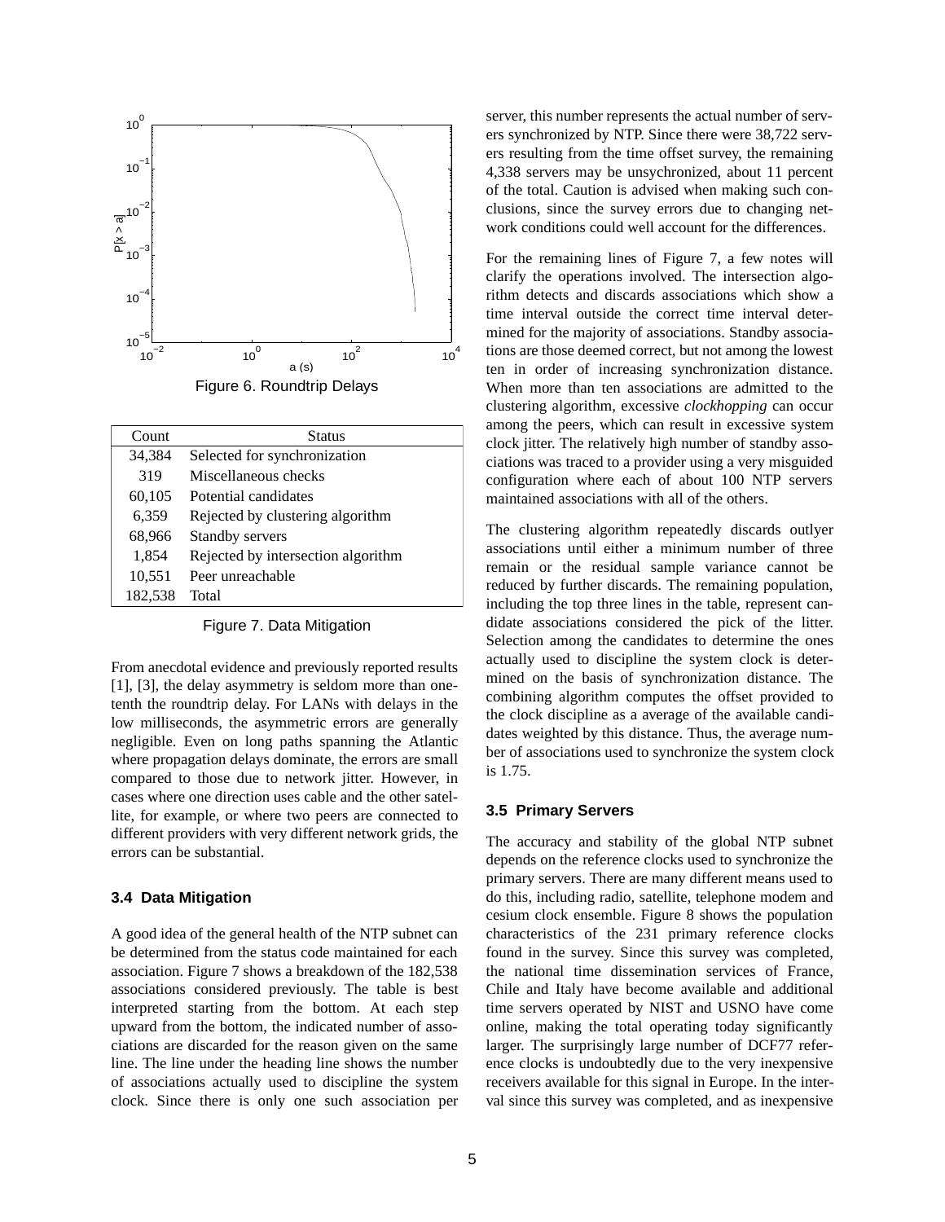Figure 6. Roundtrip Delays

| Count | Status |
| --- | --- |
| 34,384 | Selected for synchronization |
| 319 | Miscellaneous checks |
| 60,105 | Potential candidates |
| 6,359 | Rejected by clustering algorithm |
| 68,966 | Standby servers |
| 1,854 | Rejected by intersection algorithm |
| 10,551 | Peer unreachable |
| 182,538 | Total |

Figure 7. Data Mitigation

From anecdotal evidence and previously reported results [1], [3], the delay asymmetry is seldom more than one-tenth the roundtrip delay. For LANs with delays in the low milliseconds, the asymmetric errors are generally negligible. Even on long paths spanning the Atlantic where propagation delays dominate, the errors are small compared to those due to network jitter. However, in cases where one direction uses cable and the other satellite, for example, or where two peers are connected to different providers with very different network grids, the errors can be substantial.

### 3.4 Data Mitigation

A good idea of the general health of the NTP subnet can be determined from the status code maintained for each association. Figure 7 shows a breakdown of the 182,538 associations considered previously. The table is best interpreted starting from the bottom. At each step upward from the bottom, the indicated number of associations are discarded for the reason given on the same line. The line under the heading line shows the number of associations actually used to discipline the system clock. Since there is only one such association per server, this number represents the actual number of servers synchronized by NTP. Since there were 38,722 servers resulting from the time offset survey, the remaining 4,338 servers may be unsychronized, about 11 percent of the total. Caution is advised when making such conclusions, since the survey errors due to changing network conditions could well account for the differences.

For the remaining lines of Figure 7, a few notes will clarify the operations involved. The intersection algorithm detects and discards associations which show a time interval outside the correct time interval determined for the majority of associations. Standby associations are those deemed correct, but not among the lowest ten in order of increasing synchronization distance. When more than ten associations are admitted to the clustering algorithm, excessive *clockhopping* can occur among the peers, which can result in excessive system clock jitter. The relatively high number of standby associations was traced to a provider using a very misguided configuration where each of about 100 NTP servers maintained associations with all of the others.

The clustering algorithm repeatedly discards outlyer associations until either a minimum number of three remain or the residual sample variance cannot be reduced by further discards. The remaining population, including the top three lines in the table, represent candidate associations considered the pick of the litter. Selection among the candidates to determine the ones actually used to discipline the system clock is determined on the basis of synchronization distance. The combining algorithm computes the offset provided to the clock discipline as a average of the available candidates weighted by this distance. Thus, the average number of associations used to synchronize the system clock is 1.75.

### 3.5 Primary Servers

The accuracy and stability of the global NTP subnet depends on the reference clocks used to synchronize the primary servers. There are many different means used to do this, including radio, satellite, telephone modem and cesium clock ensemble. Figure 8 shows the population characteristics of the 231 primary reference clocks found in the survey. Since this survey was completed, the national time dissemination services of France, Chile and Italy have become available and additional time servers operated by NIST and USNO have come online, making the total operating today significantly larger. The surprisingly large number of DCF77 reference clocks is undoubtedly due to the very inexpensive receivers available for this signal in Europe. In the interval since this survey was completed, and as inexpensive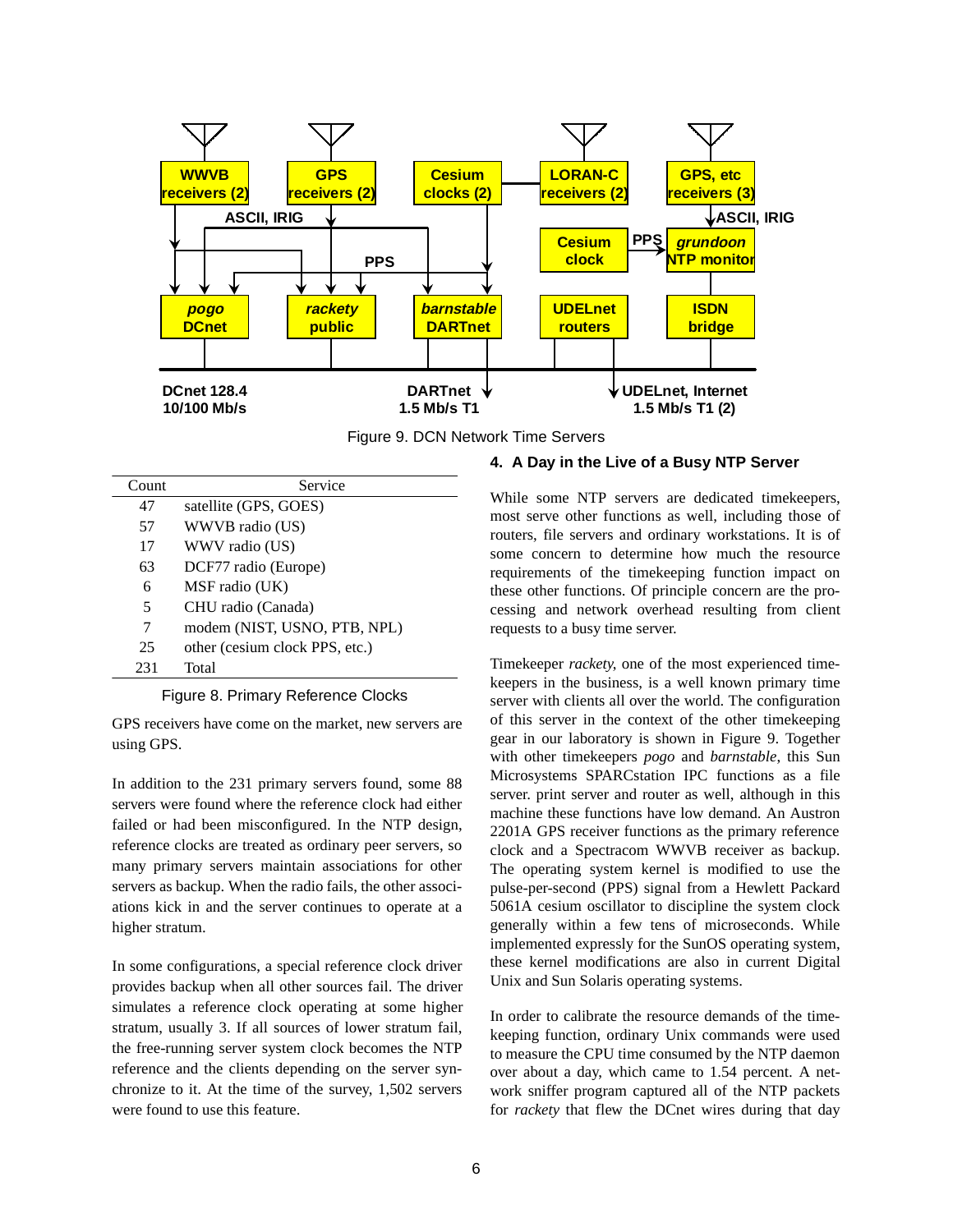Figure 9. DCN Network Time Servers

| Count | Service |
|---|---|
| 47 | satellite (GPS, GOES) |
| 57 | WWVB radio (US) |
| 17 | WWV radio (US) |
| 63 | DCF77 radio (Europe) |
| 6 | MSF radio (UK) |
| 5 | CHU radio (Canada) |
| 7 | modem (NIST, USNO, PTB, NPL) |
| 25 | other (cesium clock PPS, etc.) |
| 231 | Total |

Figure 8. Primary Reference Clocks

GPS receivers have come on the market, new servers are using GPS.

In addition to the 231 primary servers found, some 88 servers were found where the reference clock had either failed or had been misconfigured. In the NTP design, reference clocks are treated as ordinary peer servers, so many primary servers maintain associations for other servers as backup. When the radio fails, the other associations kick in and the server continues to operate at a higher stratum.

In some configurations, a special reference clock driver provides backup when all other sources fail. The driver simulates a reference clock operating at some higher stratum, usually 3. If all sources of lower stratum fail, the free-running server system clock becomes the NTP reference and the clients depending on the server synchronize to it. At the time of the survey, 1,502 servers were found to use this feature.

## 4. A Day in the Live of a Busy NTP Server

While some NTP servers are dedicated timekeepers, most serve other functions as well, including those of routers, file servers and ordinary workstations. It is of some concern to determine how much the resource requirements of the timekeeping function impact on these other functions. Of principle concern are the processing and network overhead resulting from client requests to a busy time server.

Timekeeper *rackety*, one of the most experienced timekeepers in the business, is a well known primary time server with clients all over the world. The configuration of this server in the context of the other timekeeping gear in our laboratory is shown in Figure 9. Together with other timekeepers *pogo* and *barnstable*, this Sun Microsystems SPARCstation IPC functions as a file server. print server and router as well, although in this machine these functions have low demand. An Austron 2201A GPS receiver functions as the primary reference clock and a Spectracom WWVB receiver as backup. The operating system kernel is modified to use the pulse-per-second (PPS) signal from a Hewlett Packard 5061A cesium oscillator to discipline the system clock generally within a few tens of microseconds. While implemented expressly for the SunOS operating system, these kernel modifications are also in current Digital Unix and Sun Solaris operating systems.

In order to calibrate the resource demands of the timekeeping function, ordinary Unix commands were used to measure the CPU time consumed by the NTP daemon over about a day, which came to 1.54 percent. A network sniffer program captured all of the NTP packets for *rackety* that flew the DCnet wires during that day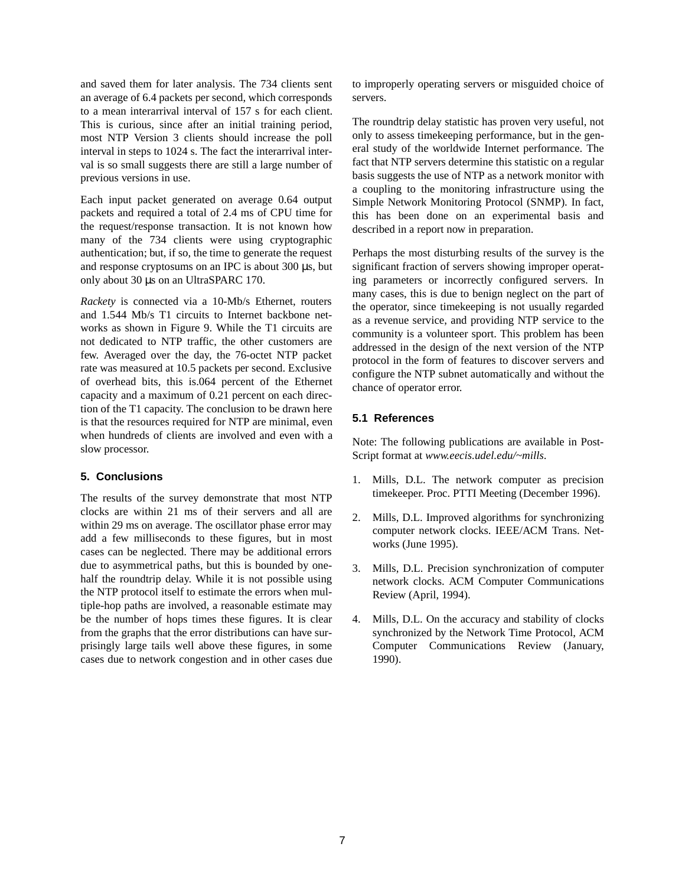and saved them for later analysis. The 734 clients sent an average of 6.4 packets per second, which corresponds to a mean interarrival interval of 157 s for each client. This is curious, since after an initial training period, most NTP Version 3 clients should increase the poll interval in steps to 1024 s. The fact the interarrival interval is so small suggests there are still a large number of previous versions in use.

Each input packet generated on average 0.64 output packets and required a total of 2.4 ms of CPU time for the request/response transaction. It is not known how many of the 734 clients were using cryptographic authentication; but, if so, the time to generate the request and response cryptosums on an IPC is about 300 µs, but only about 30 µs on an UltraSPARC 170.

*Rackety* is connected via a 10-Mb/s Ethernet, routers and 1.544 Mb/s T1 circuits to Internet backbone networks as shown in Figure 9. While the T1 circuits are not dedicated to NTP traffic, the other customers are few. Averaged over the day, the 76-octet NTP packet rate was measured at 10.5 packets per second. Exclusive of overhead bits, this is.064 percent of the Ethernet capacity and a maximum of 0.21 percent on each direction of the T1 capacity. The conclusion to be drawn here is that the resources required for NTP are minimal, even when hundreds of clients are involved and even with a slow processor.

## 5. Conclusions

The results of the survey demonstrate that most NTP clocks are within 21 ms of their servers and all are within 29 ms on average. The oscillator phase error may add a few milliseconds to these figures, but in most cases can be neglected. There may be additional errors due to asymmetrical paths, but this is bounded by one-half the roundtrip delay. While it is not possible using the NTP protocol itself to estimate the errors when multiple-hop paths are involved, a reasonable estimate may be the number of hops times these figures. It is clear from the graphs that the error distributions can have surprisingly large tails well above these figures, in some cases due to network congestion and in other cases due to improperly operating servers or misguided choice of servers.

The roundtrip delay statistic has proven very useful, not only to assess timekeeping performance, but in the general study of the worldwide Internet performance. The fact that NTP servers determine this statistic on a regular basis suggests the use of NTP as a network monitor with a coupling to the monitoring infrastructure using the Simple Network Monitoring Protocol (SNMP). In fact, this has been done on an experimental basis and described in a report now in preparation.

Perhaps the most disturbing results of the survey is the significant fraction of servers showing improper operating parameters or incorrectly configured servers. In many cases, this is due to benign neglect on the part of the operator, since timekeeping is not usually regarded as a revenue service, and providing NTP service to the community is a volunteer sport. This problem has been addressed in the design of the next version of the NTP protocol in the form of features to discover servers and configure the NTP subnet automatically and without the chance of operator error.

### 5.1 References

Note: The following publications are available in PostScript format at *www.eecis.udel.edu/~mills*.

1. Mills, D.L. The network computer as precision timekeeper. Proc. PTTI Meeting (December 1996).
2. Mills, D.L. Improved algorithms for synchronizing computer network clocks. IEEE/ACM Trans. Networks (June 1995).
3. Mills, D.L. Precision synchronization of computer network clocks. ACM Computer Communications Review (April, 1994).
4. Mills, D.L. On the accuracy and stability of clocks synchronized by the Network Time Protocol, ACM Computer Communications Review (January, 1990).